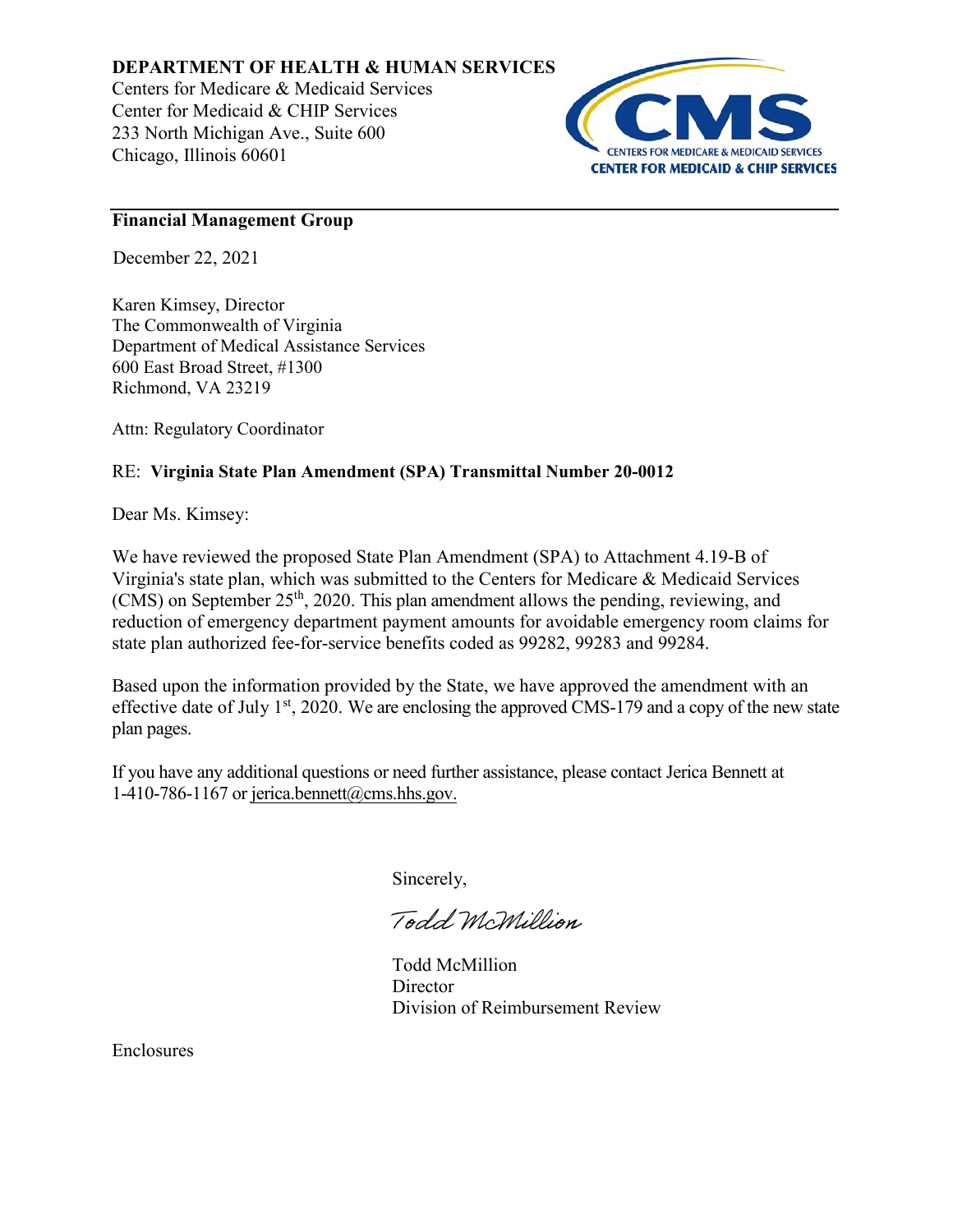**DEPARTMENT OF HEALTH & HUMAN SERVICES**
Centers for Medicare & Medicaid Services
Center for Medicaid & CHIP Services
233 North Michigan Ave., Suite 600
Chicago, Illinois 60601

CMS — CENTERS FOR MEDICARE & MEDICAID SERVICES
**CENTER FOR MEDICAID & CHIP SERVICES**

---

**Financial Management Group**

December 22, 2021

Karen Kimsey, Director
The Commonwealth of Virginia
Department of Medical Assistance Services
600 East Broad Street, #1300
Richmond, VA 23219

Attn: Regulatory Coordinator

RE: **Virginia State Plan Amendment (SPA) Transmittal Number 20-0012**

Dear Ms. Kimsey:

We have reviewed the proposed State Plan Amendment (SPA) to Attachment 4.19-B of Virginia's state plan, which was submitted to the Centers for Medicare & Medicaid Services (CMS) on September 25th, 2020. This plan amendment allows the pending, reviewing, and reduction of emergency department payment amounts for avoidable emergency room claims for state plan authorized fee-for-service benefits coded as 99282, 99283 and 99284.

Based upon the information provided by the State, we have approved the amendment with an effective date of July 1st, 2020. We are enclosing the approved CMS-179 and a copy of the new state plan pages.

If you have any additional questions or need further assistance, please contact Jerica Bennett at 1-410-786-1167 or jerica.bennett@cms.hhs.gov.

Sincerely,

*Todd McMillion*

Todd McMillion
Director
Division of Reimbursement Review

Enclosures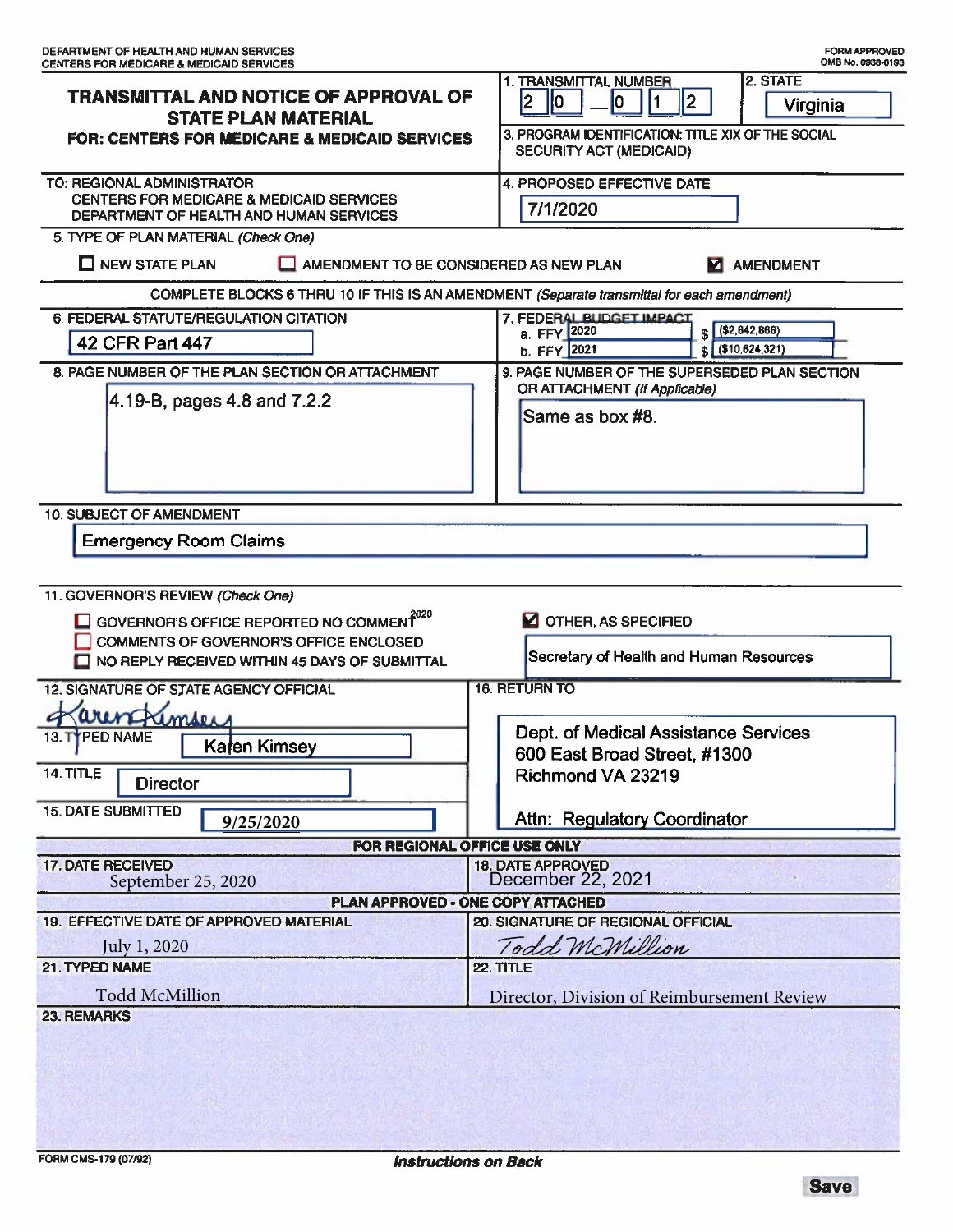DEPARTMENT OF HEALTH AND HUMAN SERVICES
CENTERS FOR MEDICARE & MEDICAID SERVICES

FORM APPROVED
OMB No. 0938-0193

# TRANSMITTAL AND NOTICE OF APPROVAL OF STATE PLAN MATERIAL

**FOR: CENTERS FOR MEDICARE & MEDICAID SERVICES**

1. TRANSMITTAL NUMBER: 20 — 012

2. STATE: Virginia

3. PROGRAM IDENTIFICATION: TITLE XIX OF THE SOCIAL SECURITY ACT (MEDICAID)

TO: REGIONAL ADMINISTRATOR
CENTERS FOR MEDICARE & MEDICAID SERVICES
DEPARTMENT OF HEALTH AND HUMAN SERVICES

4. PROPOSED EFFECTIVE DATE: 7/1/2020

5. TYPE OF PLAN MATERIAL *(Check One)*

- ☐ NEW STATE PLAN
- ☐ AMENDMENT TO BE CONSIDERED AS NEW PLAN
- ☑ AMENDMENT

COMPLETE BLOCKS 6 THRU 10 IF THIS IS AN AMENDMENT *(Separate transmittal for each amendment)*

6. FEDERAL STATUTE/REGULATION CITATION: 42 CFR Part 447

7. FEDERAL BUDGET IMPACT

| | FFY | Amount |
|---|---|---|
| a. | 2020 | $ ($2,642,866) |
| b. | 2021 | $ ($10,624,321) |

8. PAGE NUMBER OF THE PLAN SECTION OR ATTACHMENT: 4.19-B, pages 4.8 and 7.2.2

9. PAGE NUMBER OF THE SUPERSEDED PLAN SECTION OR ATTACHMENT *(If Applicable)*: Same as box #8.

10. SUBJECT OF AMENDMENT: Emergency Room Claims

11. GOVERNOR'S REVIEW *(Check One)*

- ☐ GOVERNOR'S OFFICE REPORTED NO COMMENT
- ☐ COMMENTS OF GOVERNOR'S OFFICE ENCLOSED
- ☐ NO REPLY RECEIVED WITHIN 45 DAYS OF SUBMITTAL
- ☑ OTHER, AS SPECIFIED: Secretary of Health and Human Resources

12. SIGNATURE OF STATE AGENCY OFFICIAL: Karen Kimsey

13. TYPED NAME: Karen Kimsey

14. TITLE: Director

15. DATE SUBMITTED: 9/25/2020

16. RETURN TO:
Dept. of Medical Assistance Services
600 East Broad Street, #1300
Richmond VA 23219
Attn: Regulatory Coordinator

**FOR REGIONAL OFFICE USE ONLY**

17. DATE RECEIVED: September 25, 2020

18. DATE APPROVED: December 22, 2021

**PLAN APPROVED - ONE COPY ATTACHED**

19. EFFECTIVE DATE OF APPROVED MATERIAL: July 1, 2020

20. SIGNATURE OF REGIONAL OFFICIAL: Todd McMillion

21. TYPED NAME: Todd McMillion

22. TITLE: Director, Division of Reimbursement Review

23. REMARKS

FORM CMS-179 (07/92)

*Instructions on Back*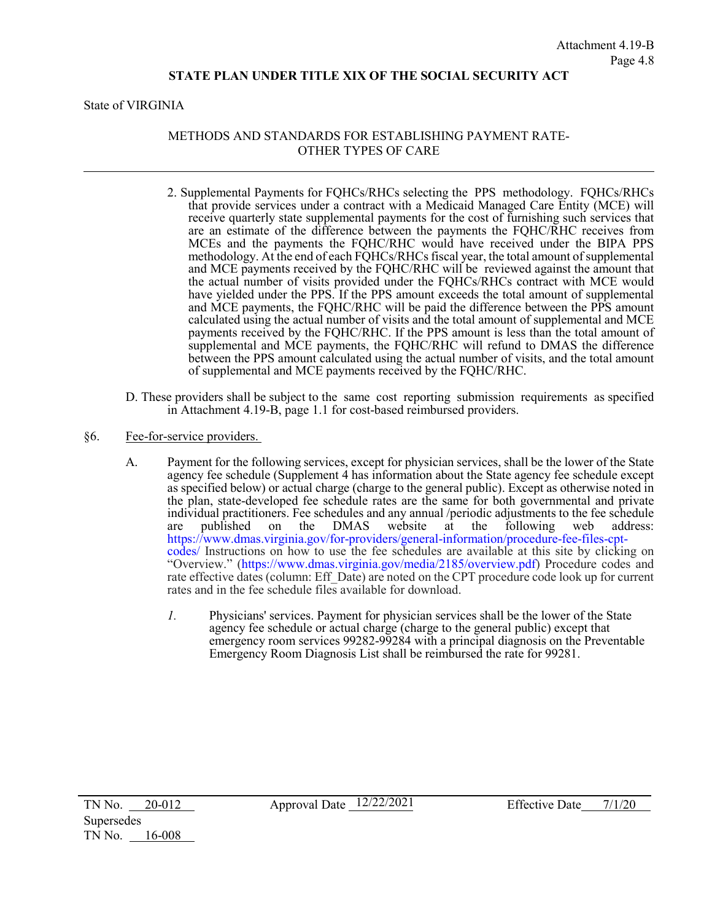STATE PLAN UNDER TITLE XIX OF THE SOCIAL SECURITY ACT

State of VIRGINIA

METHODS AND STANDARDS FOR ESTABLISHING PAYMENT RATE-OTHER TYPES OF CARE

2. Supplemental Payments for FQHCs/RHCs selecting the PPS methodology. FQHCs/RHCs that provide services under a contract with a Medicaid Managed Care Entity (MCE) will receive quarterly state supplemental payments for the cost of furnishing such services that are an estimate of the difference between the payments the FQHC/RHC receives from MCEs and the payments the FQHC/RHC would have received under the BIPA PPS methodology. At the end of each FQHCs/RHCs fiscal year, the total amount of supplemental and MCE payments received by the FQHC/RHC will be reviewed against the amount that the actual number of visits provided under the FQHCs/RHCs contract with MCE would have yielded under the PPS. If the PPS amount exceeds the total amount of supplemental and MCE payments, the FQHC/RHC will be paid the difference between the PPS amount calculated using the actual number of visits and the total amount of supplemental and MCE payments received by the FQHC/RHC. If the PPS amount is less than the total amount of supplemental and MCE payments, the FQHC/RHC will refund to DMAS the difference between the PPS amount calculated using the actual number of visits, and the total amount of supplemental and MCE payments received by the FQHC/RHC.

D. These providers shall be subject to the same cost reporting submission requirements as specified in Attachment 4.19-B, page 1.1 for cost-based reimbursed providers.

§6. Fee-for-service providers.

A. Payment for the following services, except for physician services, shall be the lower of the State agency fee schedule (Supplement 4 has information about the State agency fee schedule except as specified below) or actual charge (charge to the general public). Except as otherwise noted in the plan, state-developed fee schedule rates are the same for both governmental and private individual practitioners. Fee schedules and any annual /periodic adjustments to the fee schedule are published on the DMAS website at the following web address: https://www.dmas.virginia.gov/for-providers/general-information/procedure-fee-files-cpt-codes/ Instructions on how to use the fee schedules are available at this site by clicking on "Overview." (https://www.dmas.virginia.gov/media/2185/overview.pdf) Procedure codes and rate effective dates (column: Eff_Date) are noted on the CPT procedure code look up for current rates and in the fee schedule files available for download.

*1.* Physicians' services. Payment for physician services shall be the lower of the State agency fee schedule or actual charge (charge to the general public) except that emergency room services 99282-99284 with a principal diagnosis on the Preventable Emergency Room Diagnosis List shall be reimbursed the rate for 99281.

TN No. 20-012 Approval Date 12/22/2021 Effective Date 7/1/20
Supersedes
TN No. 16-008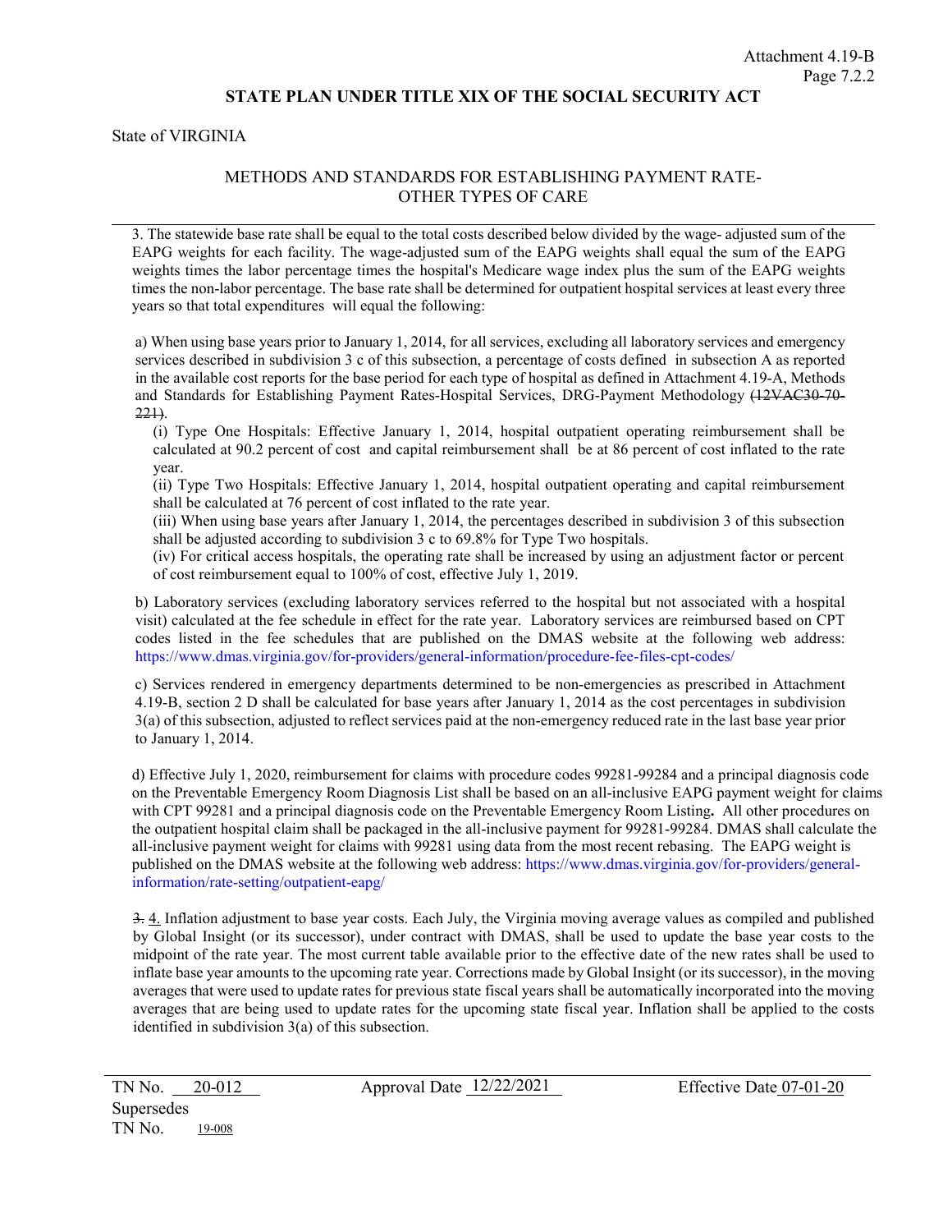STATE PLAN UNDER TITLE XIX OF THE SOCIAL SECURITY ACT

State of VIRGINIA

METHODS AND STANDARDS FOR ESTABLISHING PAYMENT RATE-OTHER TYPES OF CARE

3. The statewide base rate shall be equal to the total costs described below divided by the wage- adjusted sum of the EAPG weights for each facility. The wage-adjusted sum of the EAPG weights shall equal the sum of the EAPG weights times the labor percentage times the hospital's Medicare wage index plus the sum of the EAPG weights times the non-labor percentage. The base rate shall be determined for outpatient hospital services at least every three years so that total expenditures will equal the following:

a) When using base years prior to January 1, 2014, for all services, excluding all laboratory services and emergency services described in subdivision 3 c of this subsection, a percentage of costs defined in subsection A as reported in the available cost reports for the base period for each type of hospital as defined in Attachment 4.19-A, Methods and Standards for Establishing Payment Rates-Hospital Services, DRG-Payment Methodology ~~(12VAC30-70-221)~~.

(i) Type One Hospitals: Effective January 1, 2014, hospital outpatient operating reimbursement shall be calculated at 90.2 percent of cost and capital reimbursement shall be at 86 percent of cost inflated to the rate year.

(ii) Type Two Hospitals: Effective January 1, 2014, hospital outpatient operating and capital reimbursement shall be calculated at 76 percent of cost inflated to the rate year.

(iii) When using base years after January 1, 2014, the percentages described in subdivision 3 of this subsection shall be adjusted according to subdivision 3 c to 69.8% for Type Two hospitals.

(iv) For critical access hospitals, the operating rate shall be increased by using an adjustment factor or percent of cost reimbursement equal to 100% of cost, effective July 1, 2019.

b) Laboratory services (excluding laboratory services referred to the hospital but not associated with a hospital visit) calculated at the fee schedule in effect for the rate year. Laboratory services are reimbursed based on CPT codes listed in the fee schedules that are published on the DMAS website at the following web address: https://www.dmas.virginia.gov/for-providers/general-information/procedure-fee-files-cpt-codes/

c) Services rendered in emergency departments determined to be non-emergencies as prescribed in Attachment 4.19-B, section 2 D shall be calculated for base years after January 1, 2014 as the cost percentages in subdivision 3(a) of this subsection, adjusted to reflect services paid at the non-emergency reduced rate in the last base year prior to January 1, 2014.

d) Effective July 1, 2020, reimbursement for claims with procedure codes 99281-99284 and a principal diagnosis code on the Preventable Emergency Room Diagnosis List shall be based on an all-inclusive EAPG payment weight for claims with CPT 99281 and a principal diagnosis code on the Preventable Emergency Room Listing**.** All other procedures on the outpatient hospital claim shall be packaged in the all-inclusive payment for 99281-99284. DMAS shall calculate the all-inclusive payment weight for claims with 99281 using data from the most recent rebasing. The EAPG weight is published on the DMAS website at the following web address: https://www.dmas.virginia.gov/for-providers/general-information/rate-setting/outpatient-eapg/

~~3.~~ 4. Inflation adjustment to base year costs. Each July, the Virginia moving average values as compiled and published by Global Insight (or its successor), under contract with DMAS, shall be used to update the base year costs to the midpoint of the rate year. The most current table available prior to the effective date of the new rates shall be used to inflate base year amounts to the upcoming rate year. Corrections made by Global Insight (or its successor), in the moving averages that were used to update rates for previous state fiscal years shall be automatically incorporated into the moving averages that are being used to update rates for the upcoming state fiscal year. Inflation shall be applied to the costs identified in subdivision 3(a) of this subsection.

TN No. 20-012 Approval Date 12/22/2021 Effective Date 07-01-20
Supersedes
TN No. 19-008